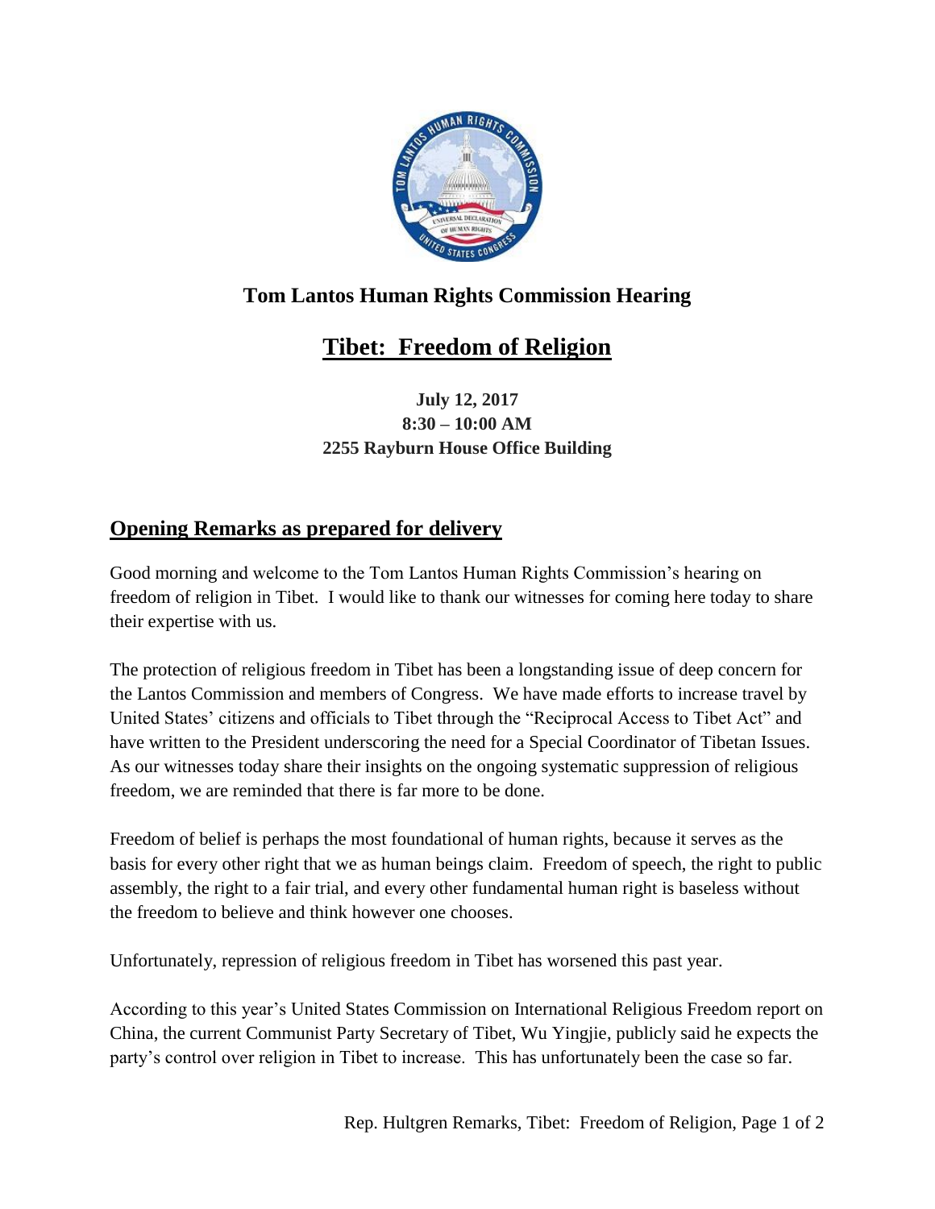## Tom Lantos Human Rights Commission Hearing

# Tibet: Freedom of Religion

**July 12, 2017**
**8:30 – 10:00 AM**
**2255 Rayburn House Office Building**

## Opening Remarks as prepared for delivery

Good morning and welcome to the Tom Lantos Human Rights Commission's hearing on freedom of religion in Tibet. I would like to thank our witnesses for coming here today to share their expertise with us.

The protection of religious freedom in Tibet has been a longstanding issue of deep concern for the Lantos Commission and members of Congress. We have made efforts to increase travel by United States' citizens and officials to Tibet through the "Reciprocal Access to Tibet Act" and have written to the President underscoring the need for a Special Coordinator of Tibetan Issues. As our witnesses today share their insights on the ongoing systematic suppression of religious freedom, we are reminded that there is far more to be done.

Freedom of belief is perhaps the most foundational of human rights, because it serves as the basis for every other right that we as human beings claim. Freedom of speech, the right to public assembly, the right to a fair trial, and every other fundamental human right is baseless without the freedom to believe and think however one chooses.

Unfortunately, repression of religious freedom in Tibet has worsened this past year.

According to this year's United States Commission on International Religious Freedom report on China, the current Communist Party Secretary of Tibet, Wu Yingjie, publicly said he expects the party's control over religion in Tibet to increase. This has unfortunately been the case so far.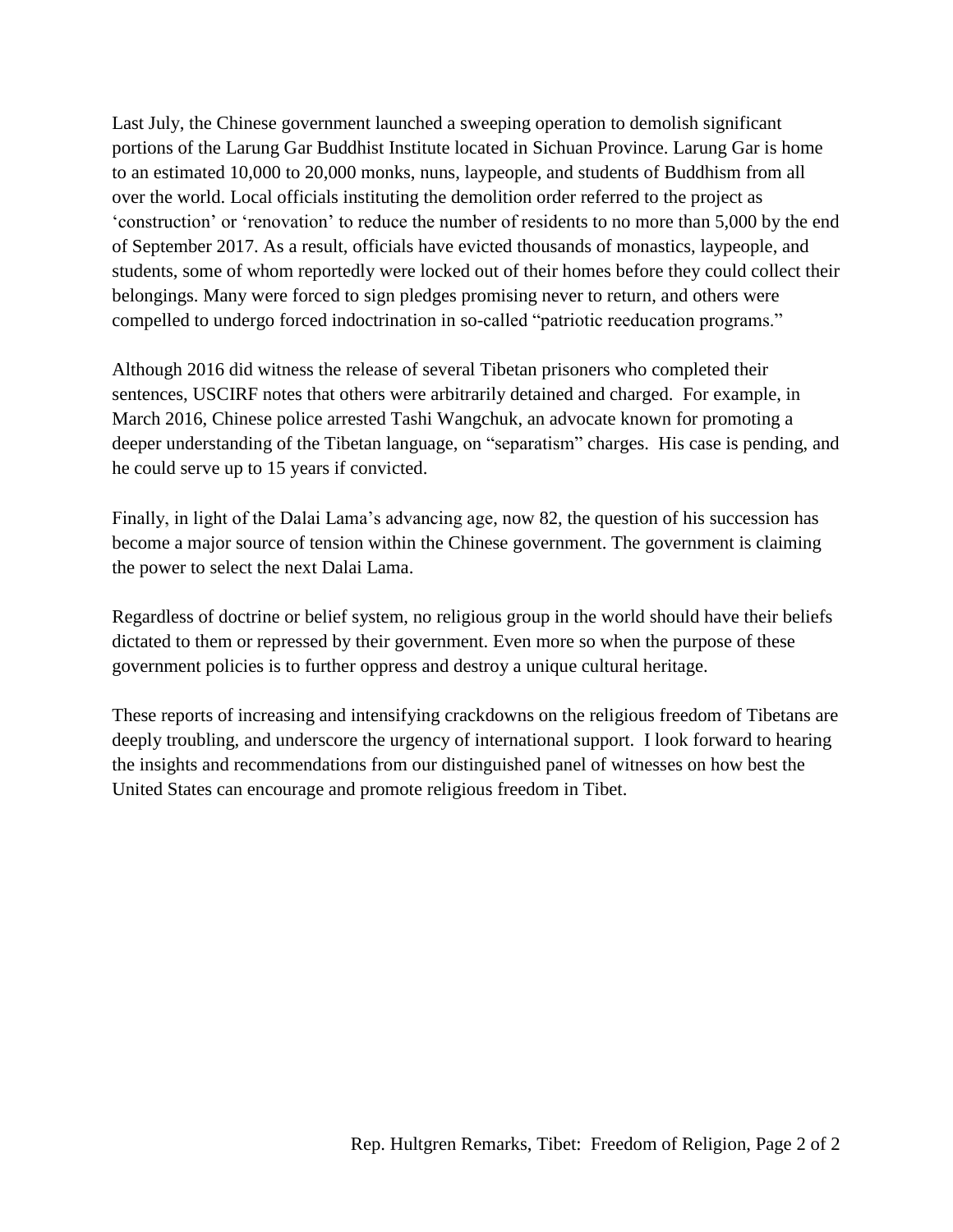Last July, the Chinese government launched a sweeping operation to demolish significant portions of the Larung Gar Buddhist Institute located in Sichuan Province. Larung Gar is home to an estimated 10,000 to 20,000 monks, nuns, laypeople, and students of Buddhism from all over the world. Local officials instituting the demolition order referred to the project as 'construction' or 'renovation' to reduce the number of residents to no more than 5,000 by the end of September 2017. As a result, officials have evicted thousands of monastics, laypeople, and students, some of whom reportedly were locked out of their homes before they could collect their belongings. Many were forced to sign pledges promising never to return, and others were compelled to undergo forced indoctrination in so-called "patriotic reeducation programs."

Although 2016 did witness the release of several Tibetan prisoners who completed their sentences, USCIRF notes that others were arbitrarily detained and charged. For example, in March 2016, Chinese police arrested Tashi Wangchuk, an advocate known for promoting a deeper understanding of the Tibetan language, on "separatism" charges. His case is pending, and he could serve up to 15 years if convicted.

Finally, in light of the Dalai Lama's advancing age, now 82, the question of his succession has become a major source of tension within the Chinese government. The government is claiming the power to select the next Dalai Lama.

Regardless of doctrine or belief system, no religious group in the world should have their beliefs dictated to them or repressed by their government. Even more so when the purpose of these government policies is to further oppress and destroy a unique cultural heritage.

These reports of increasing and intensifying crackdowns on the religious freedom of Tibetans are deeply troubling, and underscore the urgency of international support. I look forward to hearing the insights and recommendations from our distinguished panel of witnesses on how best the United States can encourage and promote religious freedom in Tibet.